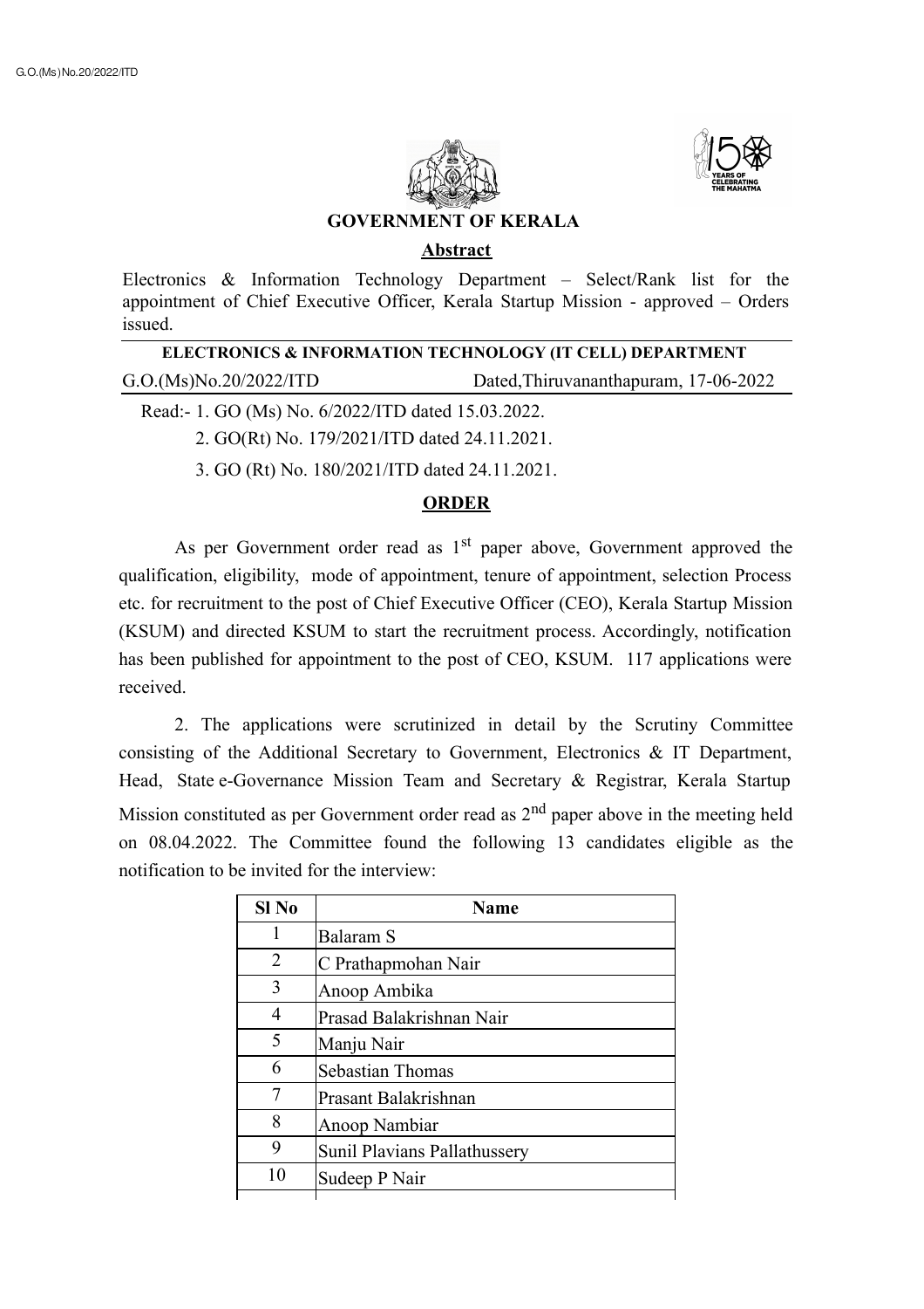**GOVERNMENT OF KERALA**

**Abstract**

Electronics & Information Technology Department – Select/Rank list for the appointment of Chief Executive Officer, Kerala Startup Mission - approved – Orders issued.

**ELECTRONICS & INFORMATION TECHNOLOGY (IT CELL) DEPARTMENT**

G.O.(Ms)No.20/2022/ITD Dated,Thiruvananthapuram, 17-06-2022

Read:- 1. GO (Ms) No. 6/2022/ITD dated 15.03.2022.

2. GO(Rt) No. 179/2021/ITD dated 24.11.2021.

3. GO (Rt) No. 180/2021/ITD dated 24.11.2021.

**ORDER**

As per Government order read as 1st paper above, Government approved the qualification, eligibility, mode of appointment, tenure of appointment, selection Process etc. for recruitment to the post of Chief Executive Officer (CEO), Kerala Startup Mission (KSUM) and directed KSUM to start the recruitment process. Accordingly, notification has been published for appointment to the post of CEO, KSUM. 117 applications were received.

2. The applications were scrutinized in detail by the Scrutiny Committee consisting of the Additional Secretary to Government, Electronics & IT Department, Head, State e-Governance Mission Team and Secretary & Registrar, Kerala Startup Mission constituted as per Government order read as 2nd paper above in the meeting held on 08.04.2022. The Committee found the following 13 candidates eligible as the notification to be invited for the interview:

| Sl No | Name |
|---|---|
| 1 | Balaram S |
| 2 | C Prathapmohan Nair |
| 3 | Anoop Ambika |
| 4 | Prasad Balakrishnan Nair |
| 5 | Manju Nair |
| 6 | Sebastian Thomas |
| 7 | Prasant Balakrishnan |
| 8 | Anoop Nambiar |
| 9 | Sunil Plavians Pallathussery |
| 10 | Sudeep P Nair |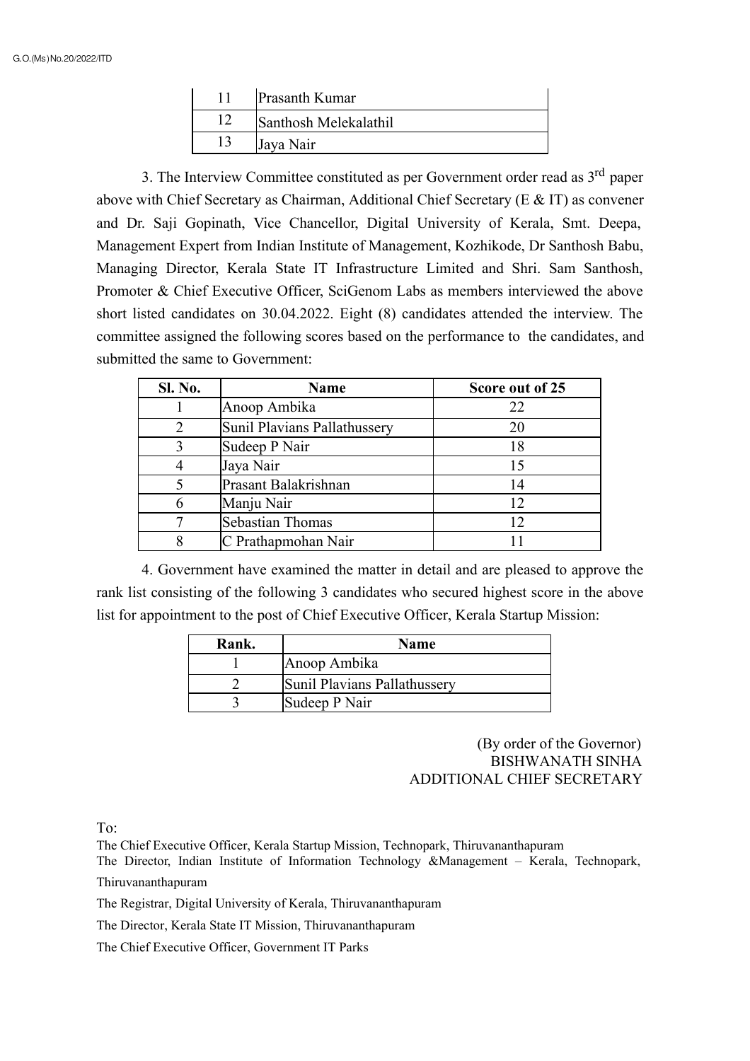| 11 | Prasanth Kumar |
|---|---|
| 12 | Santhosh Melekalathil |
| 13 | Jaya Nair |

3. The Interview Committee constituted as per Government order read as 3rd paper above with Chief Secretary as Chairman, Additional Chief Secretary (E & IT) as convener and Dr. Saji Gopinath, Vice Chancellor, Digital University of Kerala, Smt. Deepa, Management Expert from Indian Institute of Management, Kozhikode, Dr Santhosh Babu, Managing Director, Kerala State IT Infrastructure Limited and Shri. Sam Santhosh, Promoter & Chief Executive Officer, SciGenom Labs as members interviewed the above short listed candidates on 30.04.2022. Eight (8) candidates attended the interview. The committee assigned the following scores based on the performance to the candidates, and submitted the same to Government:

| Sl. No. | Name | Score out of 25 |
|---|---|---|
| 1 | Anoop Ambika | 22 |
| 2 | Sunil Plavians Pallathussery | 20 |
| 3 | Sudeep P Nair | 18 |
| 4 | Jaya Nair | 15 |
| 5 | Prasant Balakrishnan | 14 |
| 6 | Manju Nair | 12 |
| 7 | Sebastian Thomas | 12 |
| 8 | C Prathapmohan Nair | 11 |

4. Government have examined the matter in detail and are pleased to approve the rank list consisting of the following 3 candidates who secured highest score in the above list for appointment to the post of Chief Executive Officer, Kerala Startup Mission:

| Rank. | Name |
|---|---|
| 1 | Anoop Ambika |
| 2 | Sunil Plavians Pallathussery |
| 3 | Sudeep P Nair |

(By order of the Governor)
BISHWANATH SINHA
ADDITIONAL CHIEF SECRETARY

To:

The Chief Executive Officer, Kerala Startup Mission, Technopark, Thiruvananthapuram

The Director, Indian Institute of Information Technology &Management – Kerala, Technopark, Thiruvananthapuram

The Registrar, Digital University of Kerala, Thiruvananthapuram

The Director, Kerala State IT Mission, Thiruvananthapuram

The Chief Executive Officer, Government IT Parks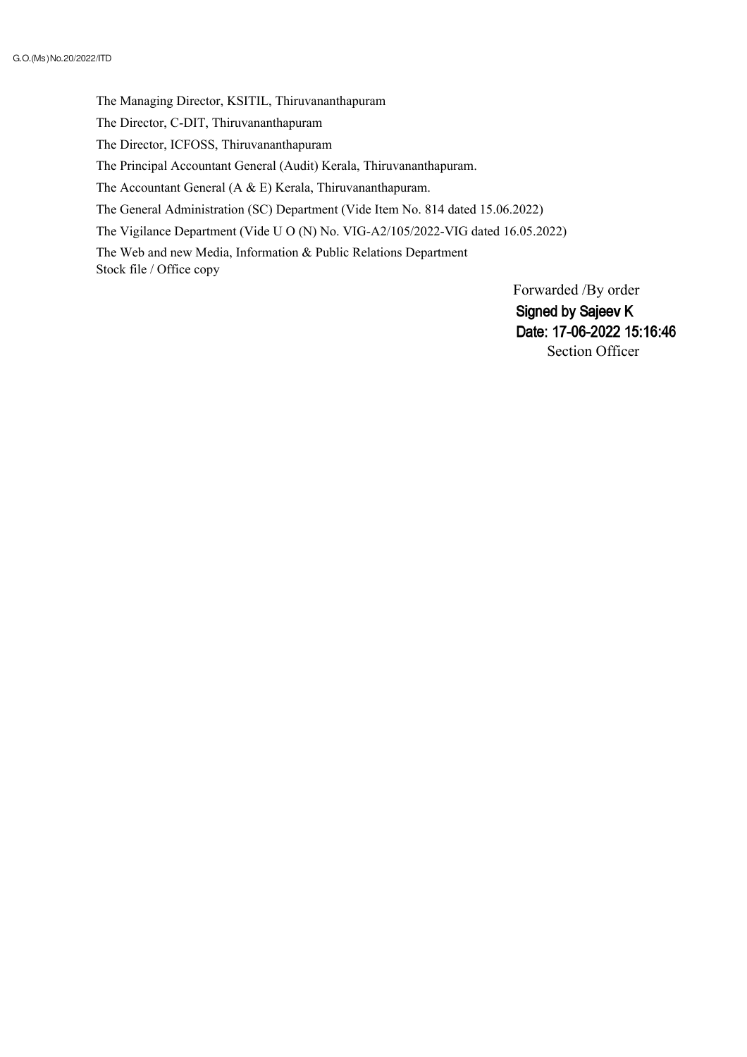The Managing Director, KSITIL, Thiruvananthapuram

The Director, C-DIT, Thiruvananthapuram

The Director, ICFOSS, Thiruvananthapuram

The Principal Accountant General (Audit) Kerala, Thiruvananthapuram.

The Accountant General (A & E) Kerala, Thiruvananthapuram.

The General Administration (SC) Department (Vide Item No. 814 dated 15.06.2022)

The Vigilance Department (Vide U O (N) No. VIG-A2/105/2022-VIG dated 16.05.2022)

The Web and new Media, Information & Public Relations Department
Stock file / Office copy

Forwarded /By order
Signed by Sajeev K
Date: 17-06-2022 15:16:46
Section Officer